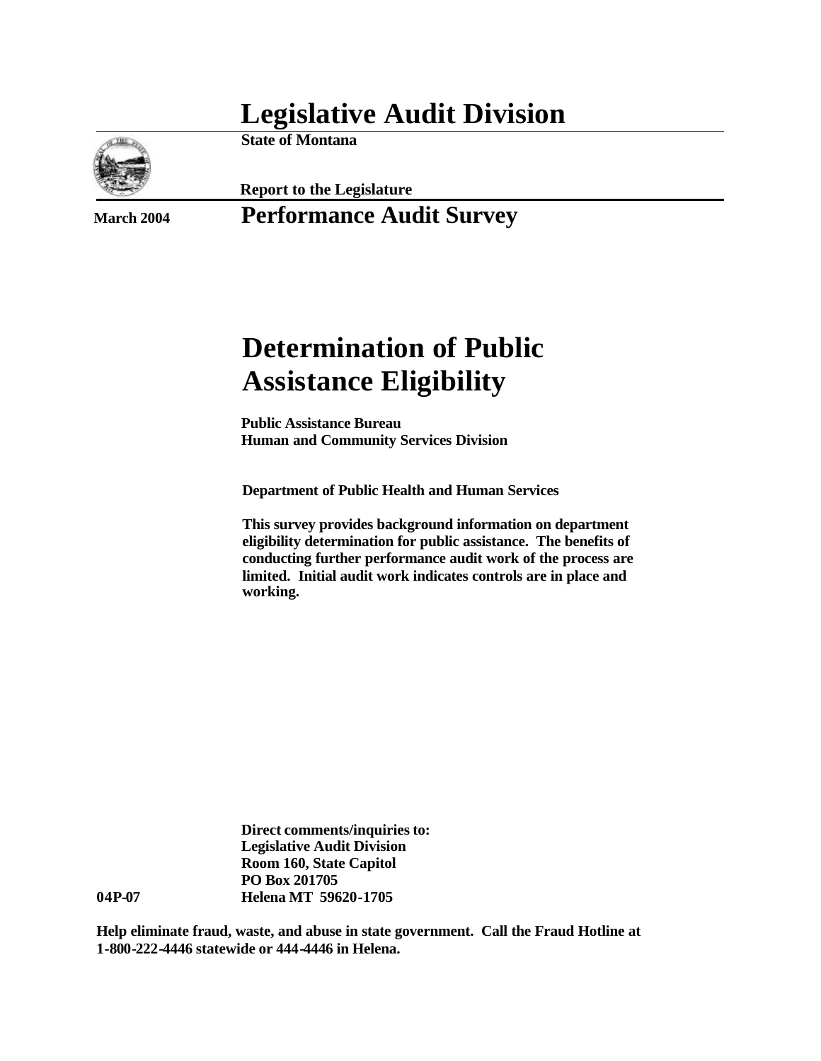# Legislative Audit Division

**State of Montana**

**Report to the Legislature**

**March 2004**

## Performance Audit Survey

# Determination of Public Assistance Eligibility

**Public Assistance Bureau**
**Human and Community Services Division**

**Department of Public Health and Human Services**

**This survey provides background information on department eligibility determination for public assistance. The benefits of conducting further performance audit work of the process are limited. Initial audit work indicates controls are in place and working.**

**Direct comments/inquiries to:**
**Legislative Audit Division**
**Room 160, State Capitol**
**PO Box 201705**
**Helena MT 59620-1705**

**04P-07**

**Help eliminate fraud, waste, and abuse in state government. Call the Fraud Hotline at 1-800-222-4446 statewide or 444-4446 in Helena.**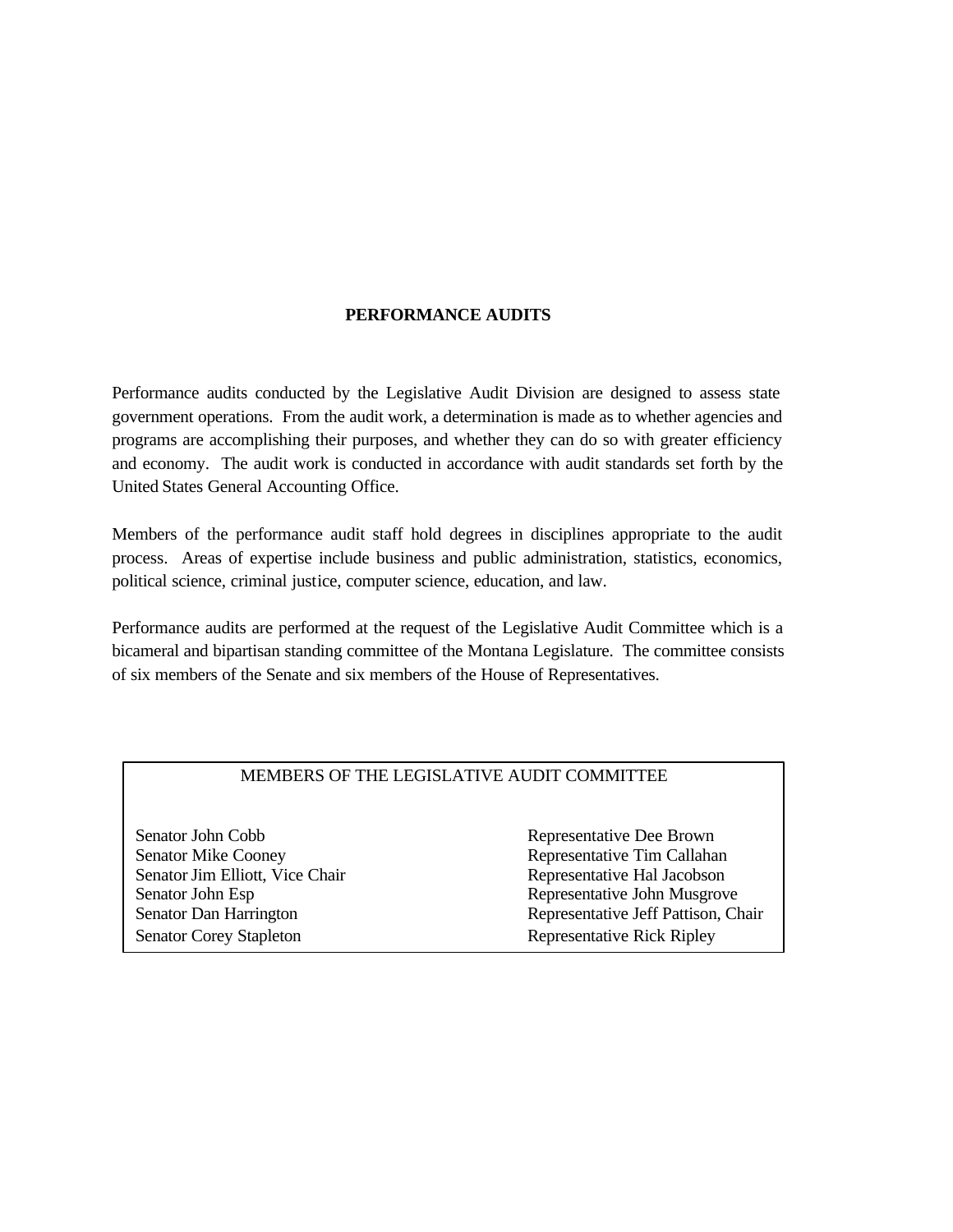## PERFORMANCE AUDITS

Performance audits conducted by the Legislative Audit Division are designed to assess state government operations. From the audit work, a determination is made as to whether agencies and programs are accomplishing their purposes, and whether they can do so with greater efficiency and economy. The audit work is conducted in accordance with audit standards set forth by the United States General Accounting Office.

Members of the performance audit staff hold degrees in disciplines appropriate to the audit process. Areas of expertise include business and public administration, statistics, economics, political science, criminal justice, computer science, education, and law.

Performance audits are performed at the request of the Legislative Audit Committee which is a bicameral and bipartisan standing committee of the Montana Legislature. The committee consists of six members of the Senate and six members of the House of Representatives.

| MEMBERS OF THE LEGISLATIVE AUDIT COMMITTEE | |
|---|---|
| Senator John Cobb | Representative Dee Brown |
| Senator Mike Cooney | Representative Tim Callahan |
| Senator Jim Elliott, Vice Chair | Representative Hal Jacobson |
| Senator John Esp | Representative John Musgrove |
| Senator Dan Harrington | Representative Jeff Pattison, Chair |
| Senator Corey Stapleton | Representative Rick Ripley |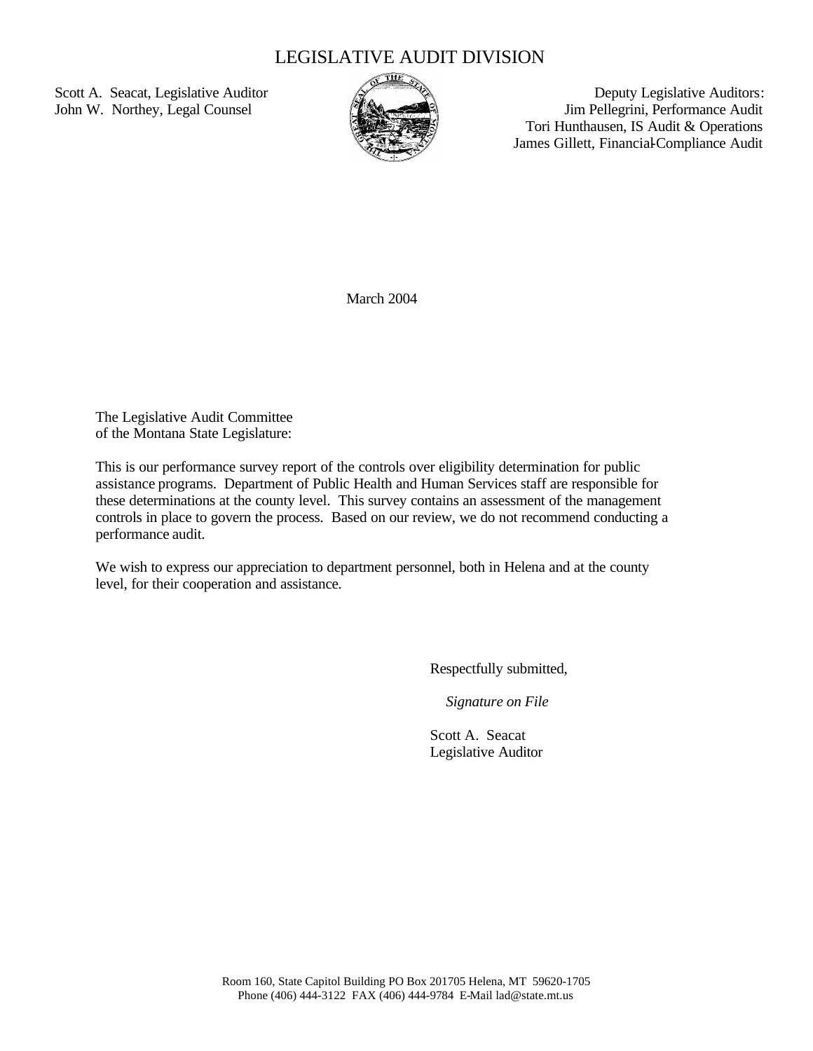# LEGISLATIVE AUDIT DIVISION

Scott A. Seacat, Legislative Auditor
John W. Northey, Legal Counsel

Deputy Legislative Auditors:
Jim Pellegrini, Performance Audit
Tori Hunthausen, IS Audit & Operations
James Gillett, Financial-Compliance Audit

March 2004

The Legislative Audit Committee
of the Montana State Legislature:

This is our performance survey report of the controls over eligibility determination for public assistance programs. Department of Public Health and Human Services staff are responsible for these determinations at the county level. This survey contains an assessment of the management controls in place to govern the process. Based on our review, we do not recommend conducting a performance audit.

We wish to express our appreciation to department personnel, both in Helena and at the county level, for their cooperation and assistance.

Respectfully submitted,

*Signature on File*

Scott A. Seacat
Legislative Auditor

Room 160, State Capitol Building PO Box 201705 Helena, MT 59620-1705
Phone (406) 444-3122 FAX (406) 444-9784 E-Mail lad@state.mt.us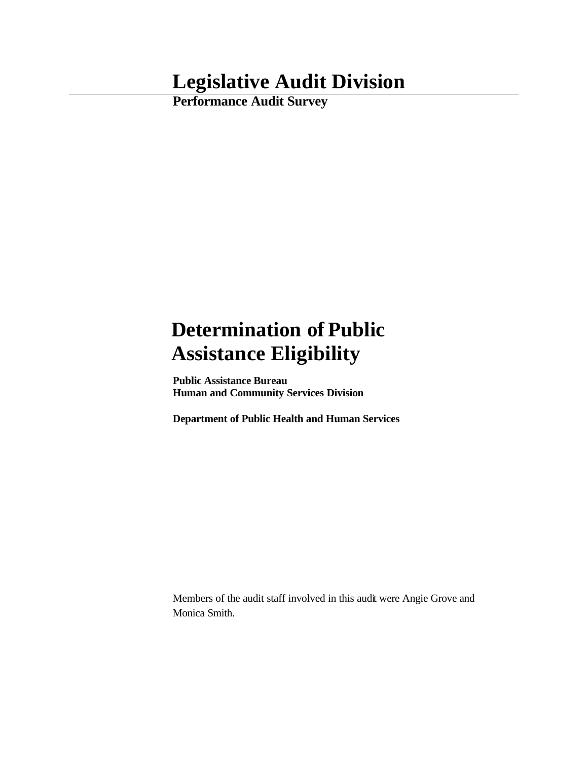# Legislative Audit Division

**Performance Audit Survey**

# Determination of Public Assistance Eligibility

**Public Assistance Bureau**
**Human and Community Services Division**

**Department of Public Health and Human Services**

Members of the audit staff involved in this audit were Angie Grove and Monica Smith.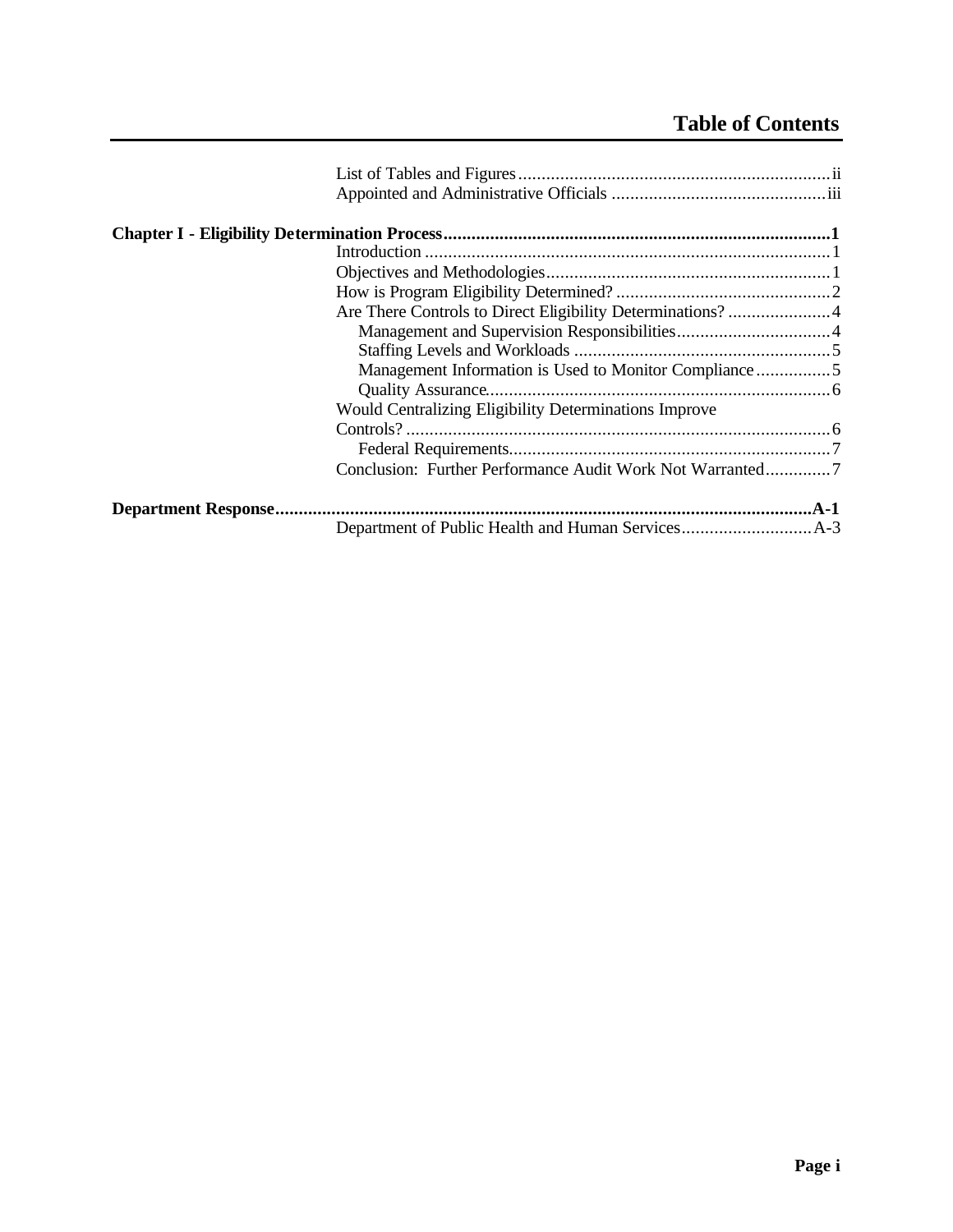# Table of Contents

List of Tables and Figures .......... ii
Appointed and Administrative Officials .......... iii

**Chapter I - Eligibility Determination Process .......... 1**

Introduction .......... 1
Objectives and Methodologies .......... 1
How is Program Eligibility Determined? .......... 2
Are There Controls to Direct Eligibility Determinations? .......... 4
- Management and Supervision Responsibilities .......... 4
- Staffing Levels and Workloads .......... 5
- Management Information is Used to Monitor Compliance .......... 5
- Quality Assurance .......... 6

Would Centralizing Eligibility Determinations Improve Controls? .......... 6
- Federal Requirements .......... 7

Conclusion: Further Performance Audit Work Not Warranted .......... 7

**Department Response .......... A-1**

Department of Public Health and Human Services .......... A-3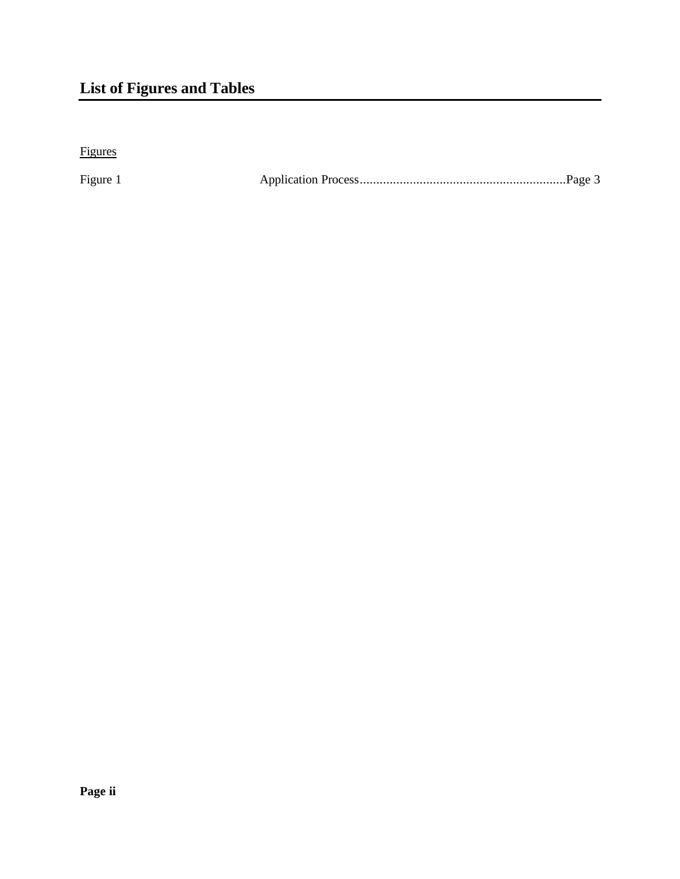# List of Figures and Tables

<u>Figures</u>

Figure 1 Application Process..............................................................Page 3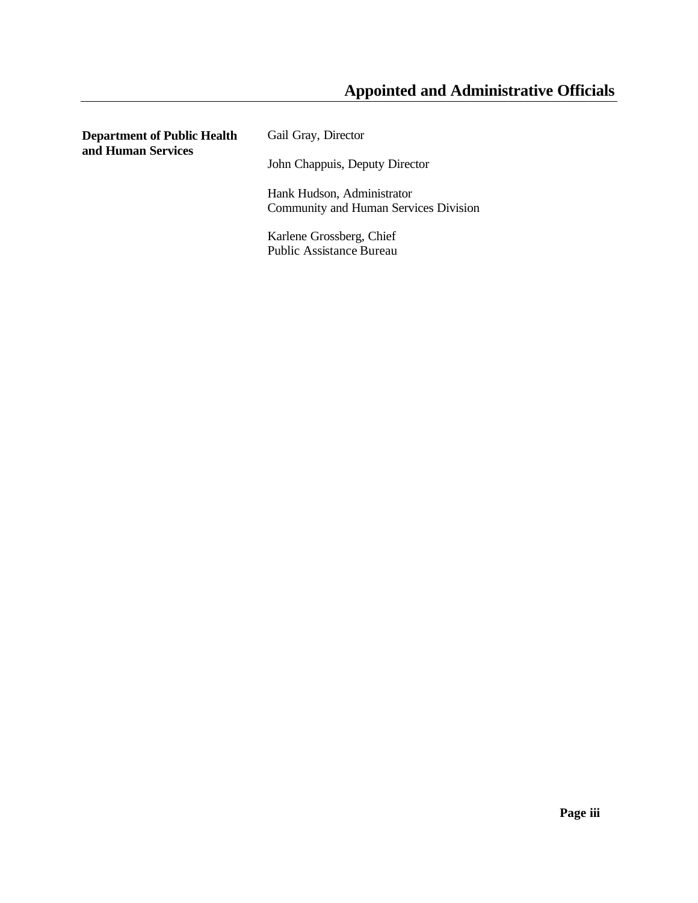# Appointed and Administrative Officials

| | |
|---|---|
| **Department of Public Health and Human Services** | Gail Gray, Director |
| | John Chappuis, Deputy Director |
| | Hank Hudson, Administrator<br>Community and Human Services Division |
| | Karlene Grossberg, Chief<br>Public Assistance Bureau |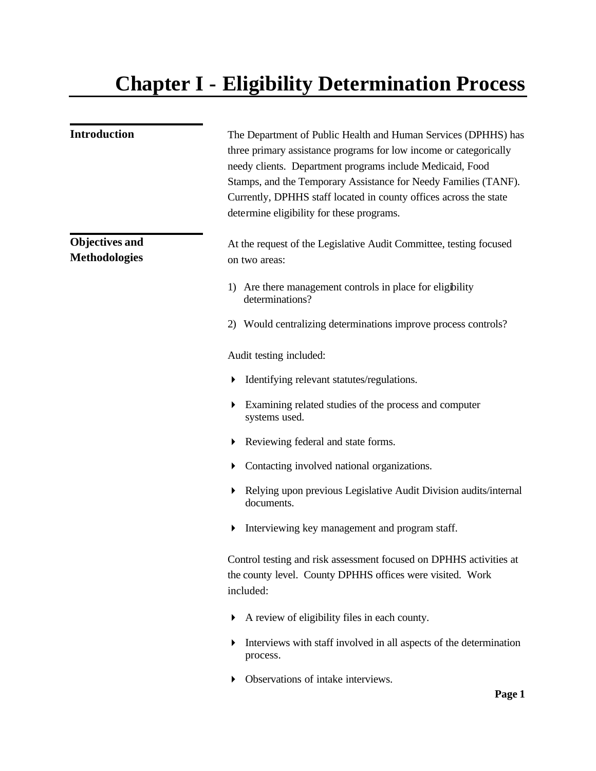# Chapter I - Eligibility Determination Process

## Introduction

The Department of Public Health and Human Services (DPHHS) has three primary assistance programs for low income or categorically needy clients. Department programs include Medicaid, Food Stamps, and the Temporary Assistance for Needy Families (TANF). Currently, DPHHS staff located in county offices across the state determine eligibility for these programs.

## Objectives and Methodologies

At the request of the Legislative Audit Committee, testing focused on two areas:

1) Are there management controls in place for eligibility determinations?

2) Would centralizing determinations improve process controls?

Audit testing included:

- Identifying relevant statutes/regulations.
- Examining related studies of the process and computer systems used.
- Reviewing federal and state forms.
- Contacting involved national organizations.
- Relying upon previous Legislative Audit Division audits/internal documents.
- Interviewing key management and program staff.

Control testing and risk assessment focused on DPHHS activities at the county level. County DPHHS offices were visited. Work included:

- A review of eligibility files in each county.
- Interviews with staff involved in all aspects of the determination process.
- Observations of intake interviews.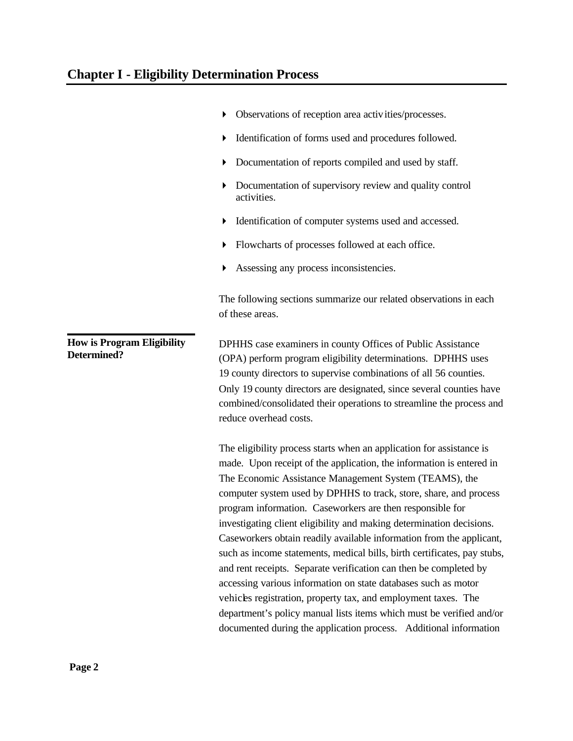- Observations of reception area activities/processes.
- Identification of forms used and procedures followed.
- Documentation of reports compiled and used by staff.
- Documentation of supervisory review and quality control activities.
- Identification of computer systems used and accessed.
- Flowcharts of processes followed at each office.
- Assessing any process inconsistencies.

The following sections summarize our related observations in each of these areas.

### How is Program Eligibility Determined?

DPHHS case examiners in county Offices of Public Assistance (OPA) perform program eligibility determinations. DPHHS uses 19 county directors to supervise combinations of all 56 counties. Only 19 county directors are designated, since several counties have combined/consolidated their operations to streamline the process and reduce overhead costs.

The eligibility process starts when an application for assistance is made. Upon receipt of the application, the information is entered in The Economic Assistance Management System (TEAMS), the computer system used by DPHHS to track, store, share, and process program information. Caseworkers are then responsible for investigating client eligibility and making determination decisions. Caseworkers obtain readily available information from the applicant, such as income statements, medical bills, birth certificates, pay stubs, and rent receipts. Separate verification can then be completed by accessing various information on state databases such as motor vehicles registration, property tax, and employment taxes. The department's policy manual lists items which must be verified and/or documented during the application process. Additional information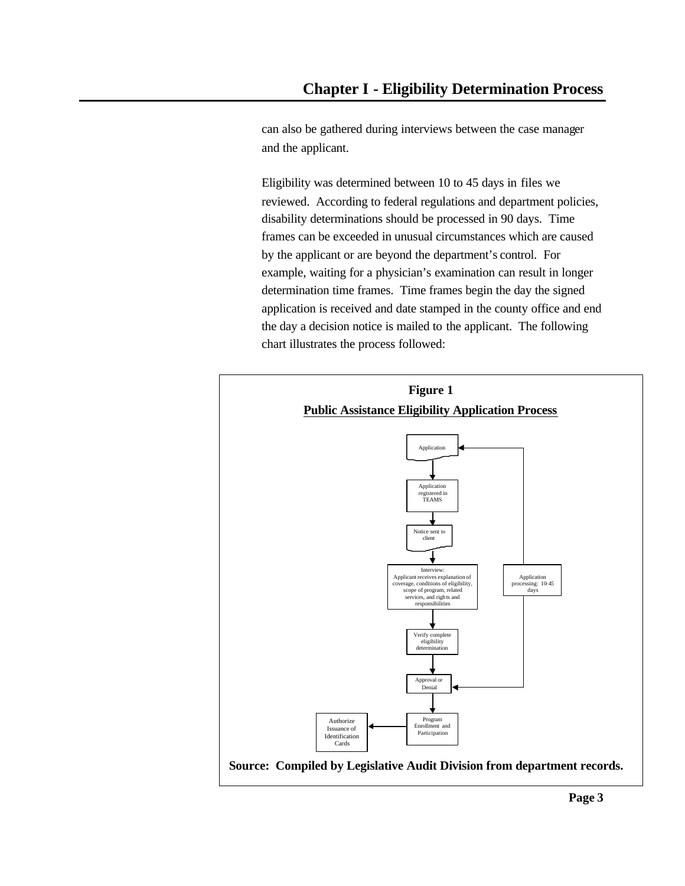can also be gathered during interviews between the case manager and the applicant.

Eligibility was determined between 10 to 45 days in files we reviewed. According to federal regulations and department policies, disability determinations should be processed in 90 days. Time frames can be exceeded in unusual circumstances which are caused by the applicant or are beyond the department's control. For example, waiting for a physician's examination can result in longer determination time frames. Time frames begin the day the signed application is received and date stamped in the county office and end the day a decision notice is mailed to the applicant. The following chart illustrates the process followed:

**Figure 1**

**Public Assistance Eligibility Application Process**

Application → Application registered in TEAMS → Notice sent to client → Interview: Applicant receives explanation of coverage, conditions of eligibility, scope of program, related services, and rights and responsibilities → Verify complete eligibility determination → Approval or Denial → Program Enrollment and Participation → Authorize Issuance of Identification Cards

Application processing: 10-45 days

**Source: Compiled by Legislative Audit Division from department records.**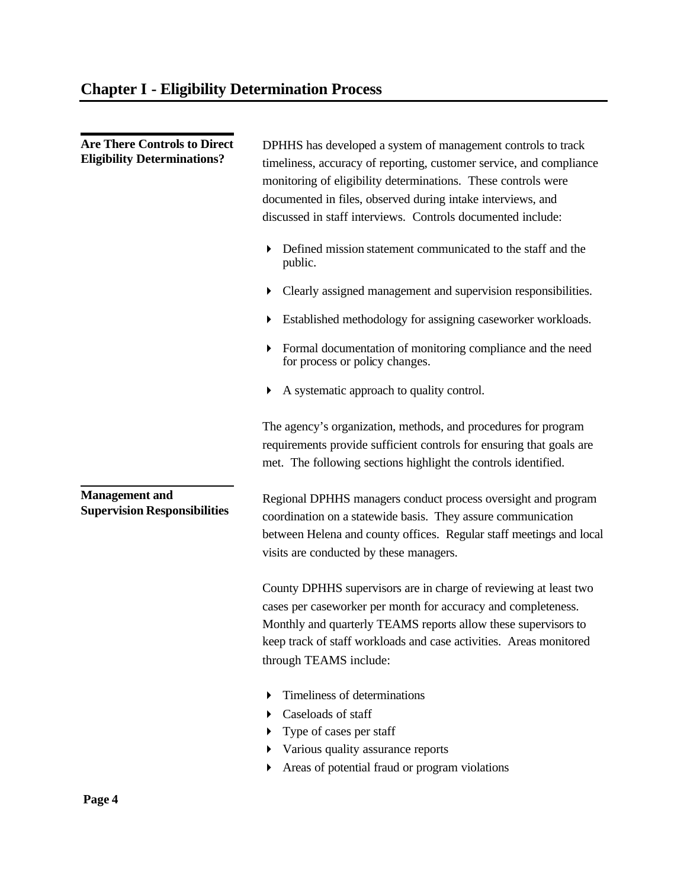# Chapter I - Eligibility Determination Process

## Are There Controls to Direct Eligibility Determinations?

DPHHS has developed a system of management controls to track timeliness, accuracy of reporting, customer service, and compliance monitoring of eligibility determinations. These controls were documented in files, observed during intake interviews, and discussed in staff interviews. Controls documented include:

- Defined mission statement communicated to the staff and the public.
- Clearly assigned management and supervision responsibilities.
- Established methodology for assigning caseworker workloads.
- Formal documentation of monitoring compliance and the need for process or policy changes.
- A systematic approach to quality control.

The agency's organization, methods, and procedures for program requirements provide sufficient controls for ensuring that goals are met. The following sections highlight the controls identified.

## Management and Supervision Responsibilities

Regional DPHHS managers conduct process oversight and program coordination on a statewide basis. They assure communication between Helena and county offices. Regular staff meetings and local visits are conducted by these managers.

County DPHHS supervisors are in charge of reviewing at least two cases per caseworker per month for accuracy and completeness. Monthly and quarterly TEAMS reports allow these supervisors to keep track of staff workloads and case activities. Areas monitored through TEAMS include:

- Timeliness of determinations
- Caseloads of staff
- Type of cases per staff
- Various quality assurance reports
- Areas of potential fraud or program violations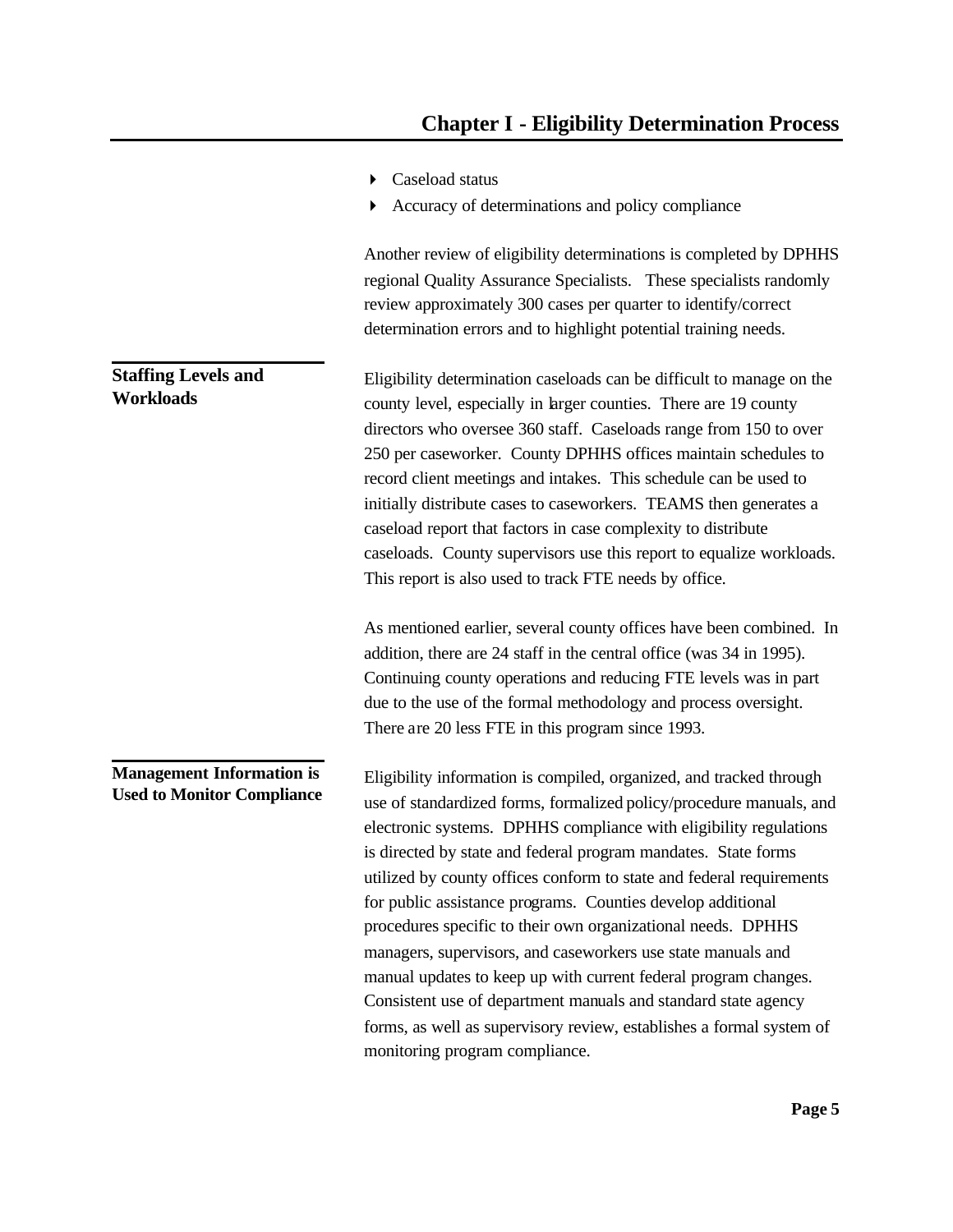- Caseload status
- Accuracy of determinations and policy compliance

Another review of eligibility determinations is completed by DPHHS regional Quality Assurance Specialists. These specialists randomly review approximately 300 cases per quarter to identify/correct determination errors and to highlight potential training needs.

### Staffing Levels and Workloads

Eligibility determination caseloads can be difficult to manage on the county level, especially in larger counties. There are 19 county directors who oversee 360 staff. Caseloads range from 150 to over 250 per caseworker. County DPHHS offices maintain schedules to record client meetings and intakes. This schedule can be used to initially distribute cases to caseworkers. TEAMS then generates a caseload report that factors in case complexity to distribute caseloads. County supervisors use this report to equalize workloads. This report is also used to track FTE needs by office.

As mentioned earlier, several county offices have been combined. In addition, there are 24 staff in the central office (was 34 in 1995). Continuing county operations and reducing FTE levels was in part due to the use of the formal methodology and process oversight. There are 20 less FTE in this program since 1993.

### Management Information is Used to Monitor Compliance

Eligibility information is compiled, organized, and tracked through use of standardized forms, formalized policy/procedure manuals, and electronic systems. DPHHS compliance with eligibility regulations is directed by state and federal program mandates. State forms utilized by county offices conform to state and federal requirements for public assistance programs. Counties develop additional procedures specific to their own organizational needs. DPHHS managers, supervisors, and caseworkers use state manuals and manual updates to keep up with current federal program changes. Consistent use of department manuals and standard state agency forms, as well as supervisory review, establishes a formal system of monitoring program compliance.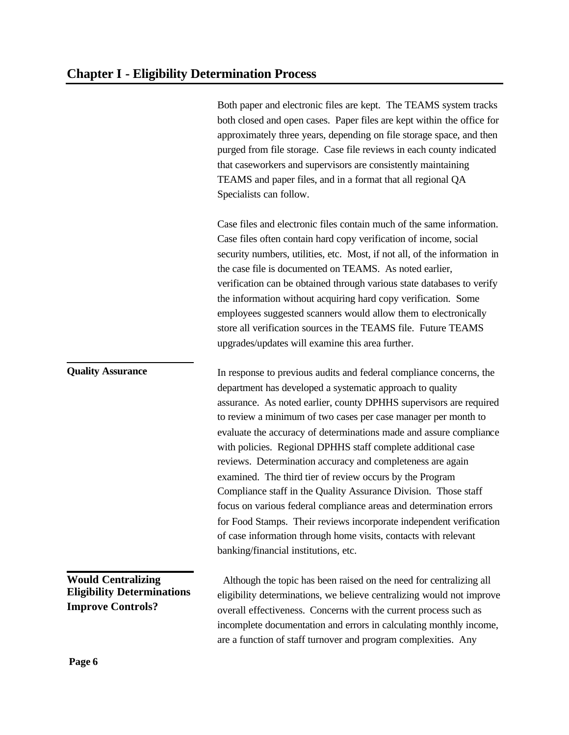Both paper and electronic files are kept. The TEAMS system tracks both closed and open cases. Paper files are kept within the office for approximately three years, depending on file storage space, and then purged from file storage. Case file reviews in each county indicated that caseworkers and supervisors are consistently maintaining TEAMS and paper files, and in a format that all regional QA Specialists can follow.

Case files and electronic files contain much of the same information. Case files often contain hard copy verification of income, social security numbers, utilities, etc. Most, if not all, of the information in the case file is documented on TEAMS. As noted earlier, verification can be obtained through various state databases to verify the information without acquiring hard copy verification. Some employees suggested scanners would allow them to electronically store all verification sources in the TEAMS file. Future TEAMS upgrades/updates will examine this area further.

### Quality Assurance

In response to previous audits and federal compliance concerns, the department has developed a systematic approach to quality assurance. As noted earlier, county DPHHS supervisors are required to review a minimum of two cases per case manager per month to evaluate the accuracy of determinations made and assure compliance with policies. Regional DPHHS staff complete additional case reviews. Determination accuracy and completeness are again examined. The third tier of review occurs by the Program Compliance staff in the Quality Assurance Division. Those staff focus on various federal compliance areas and determination errors for Food Stamps. Their reviews incorporate independent verification of case information through home visits, contacts with relevant banking/financial institutions, etc.

### Would Centralizing Eligibility Determinations Improve Controls?

Although the topic has been raised on the need for centralizing all eligibility determinations, we believe centralizing would not improve overall effectiveness. Concerns with the current process such as incomplete documentation and errors in calculating monthly income, are a function of staff turnover and program complexities. Any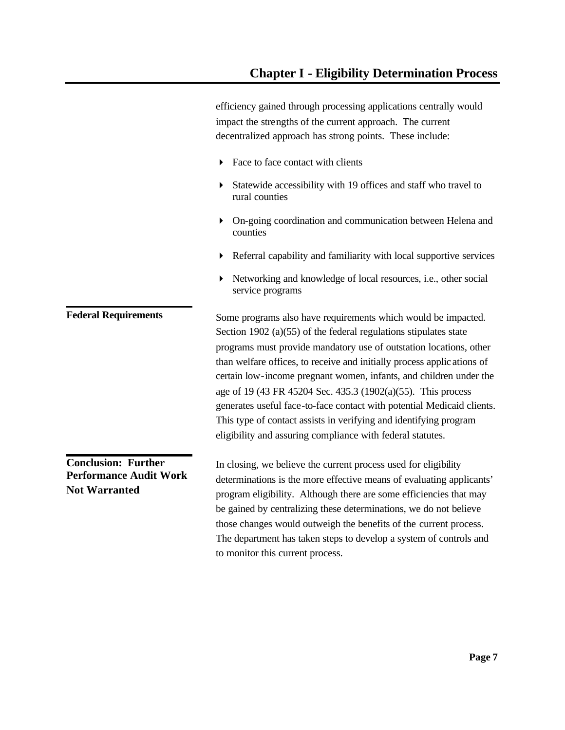efficiency gained through processing applications centrally would impact the strengths of the current approach. The current decentralized approach has strong points. These include:

- Face to face contact with clients
- Statewide accessibility with 19 offices and staff who travel to rural counties
- On-going coordination and communication between Helena and counties
- Referral capability and familiarity with local supportive services
- Networking and knowledge of local resources, i.e., other social service programs

### Federal Requirements

Some programs also have requirements which would be impacted. Section 1902 (a)(55) of the federal regulations stipulates state programs must provide mandatory use of outstation locations, other than welfare offices, to receive and initially process applications of certain low-income pregnant women, infants, and children under the age of 19 (43 FR 45204 Sec. 435.3 (1902(a)(55). This process generates useful face-to-face contact with potential Medicaid clients. This type of contact assists in verifying and identifying program eligibility and assuring compliance with federal statutes.

### Conclusion: Further Performance Audit Work Not Warranted

In closing, we believe the current process used for eligibility determinations is the more effective means of evaluating applicants' program eligibility. Although there are some efficiencies that may be gained by centralizing these determinations, we do not believe those changes would outweigh the benefits of the current process. The department has taken steps to develop a system of controls and to monitor this current process.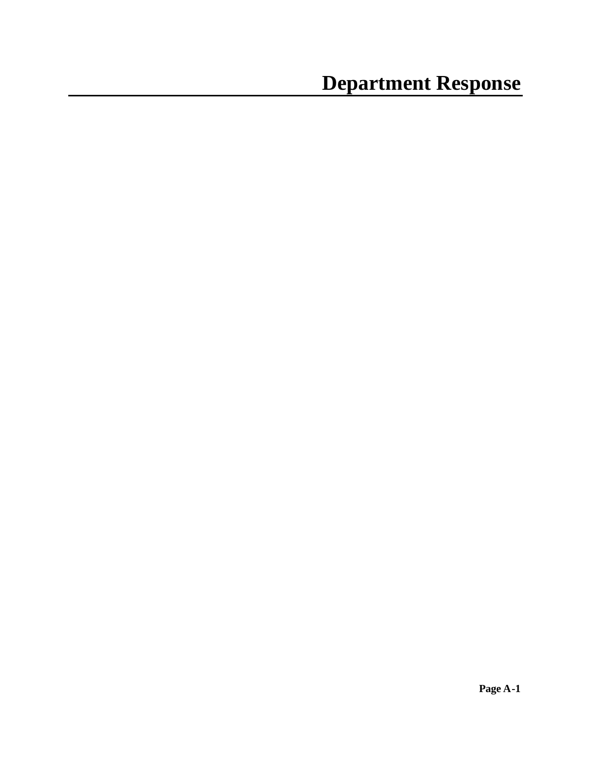# Department Response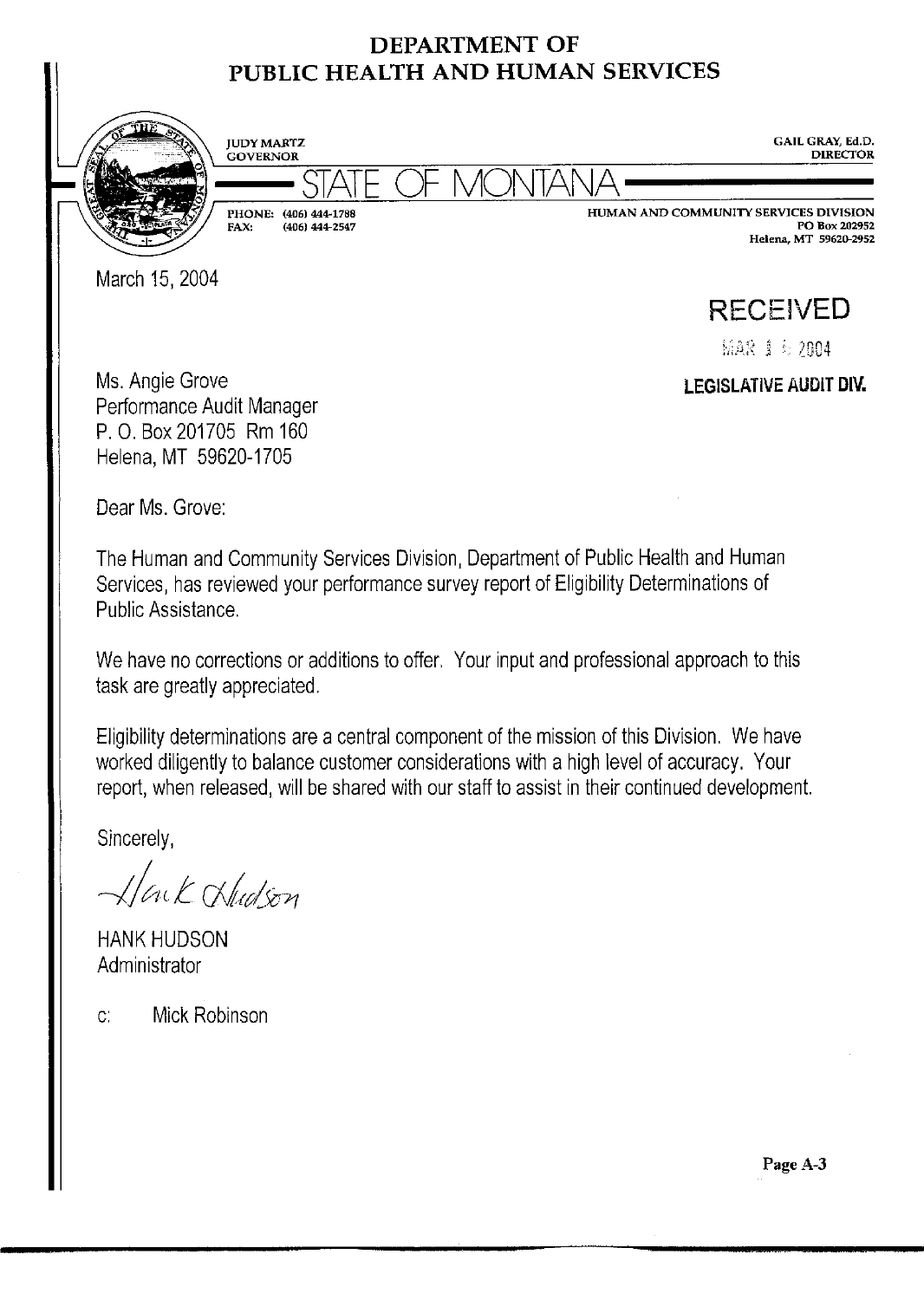# DEPARTMENT OF PUBLIC HEALTH AND HUMAN SERVICES

JUDY MARTZ
GOVERNOR

GAIL GRAY, Ed.D.
DIRECTOR

STATE OF MONTANA

PHONE: (406) 444-1788
FAX: (406) 444-2547

HUMAN AND COMMUNITY SERVICES DIVISION
PO Box 202952
Helena, MT 59620-2952

March 15, 2004

RECEIVED
MAR 1 5 2004
LEGISLATIVE AUDIT DIV.

Ms. Angie Grove
Performance Audit Manager
P. O. Box 201705 Rm 160
Helena, MT 59620-1705

Dear Ms. Grove:

The Human and Community Services Division, Department of Public Health and Human Services, has reviewed your performance survey report of Eligibility Determinations of Public Assistance.

We have no corrections or additions to offer. Your input and professional approach to this task are greatly appreciated.

Eligibility determinations are a central component of the mission of this Division. We have worked diligently to balance customer considerations with a high level of accuracy. Your report, when released, will be shared with our staff to assist in their continued development.

Sincerely,

Hank Hudson

HANK HUDSON
Administrator

c: Mick Robinson